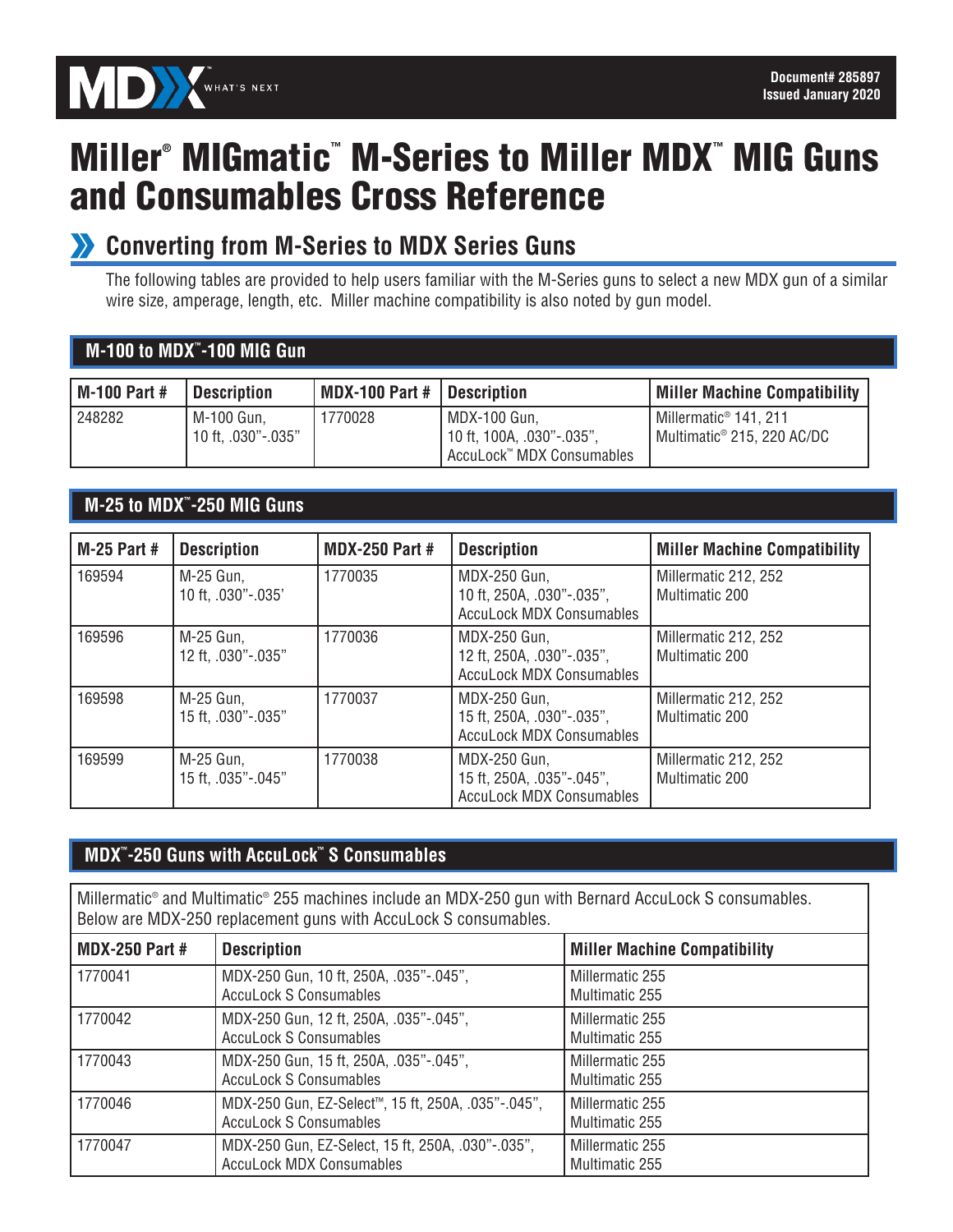Document# 285897
Issued January 2020

# Miller® MIGmatic™ M-Series to Miller MDX™ MIG Guns and Consumables Cross Reference

## Converting from M-Series to MDX Series Guns

The following tables are provided to help users familiar with the M-Series guns to select a new MDX gun of a similar wire size, amperage, length, etc. Miller machine compatibility is also noted by gun model.

### M-100 to MDX™-100 MIG Gun

| M-100 Part # | Description | MDX-100 Part # | Description | Miller Machine Compatibility |
|---|---|---|---|---|
| 248282 | M-100 Gun, 10 ft, .030"-.035" | 1770028 | MDX-100 Gun, 10 ft, 100A, .030"-.035", AccuLock™ MDX Consumables | Millermatic® 141, 211 Multimatic® 215, 220 AC/DC |

### M-25 to MDX™-250 MIG Guns

| M-25 Part # | Description | MDX-250 Part # | Description | Miller Machine Compatibility |
|---|---|---|---|---|
| 169594 | M-25 Gun, 10 ft, .030"-.035' | 1770035 | MDX-250 Gun, 10 ft, 250A, .030"-.035", AccuLock MDX Consumables | Millermatic 212, 252 Multimatic 200 |
| 169596 | M-25 Gun, 12 ft, .030"-.035" | 1770036 | MDX-250 Gun, 12 ft, 250A, .030"-.035", AccuLock MDX Consumables | Millermatic 212, 252 Multimatic 200 |
| 169598 | M-25 Gun, 15 ft, .030"-.035" | 1770037 | MDX-250 Gun, 15 ft, 250A, .030"-.035", AccuLock MDX Consumables | Millermatic 212, 252 Multimatic 200 |
| 169599 | M-25 Gun, 15 ft, .035"-.045" | 1770038 | MDX-250 Gun, 15 ft, 250A, .035"-.045", AccuLock MDX Consumables | Millermatic 212, 252 Multimatic 200 |

### MDX™-250 Guns with AccuLock™ S Consumables

Millermatic® and Multimatic® 255 machines include an MDX-250 gun with Bernard AccuLock S consumables. Below are MDX-250 replacement guns with AccuLock S consumables.

| MDX-250 Part # | Description | Miller Machine Compatibility |
|---|---|---|
| 1770041 | MDX-250 Gun, 10 ft, 250A, .035"-.045", AccuLock S Consumables | Millermatic 255 Multimatic 255 |
| 1770042 | MDX-250 Gun, 12 ft, 250A, .035"-.045", AccuLock S Consumables | Millermatic 255 Multimatic 255 |
| 1770043 | MDX-250 Gun, 15 ft, 250A, .035"-.045", AccuLock S Consumables | Millermatic 255 Multimatic 255 |
| 1770046 | MDX-250 Gun, EZ-Select™, 15 ft, 250A, .035"-.045", AccuLock S Consumables | Millermatic 255 Multimatic 255 |
| 1770047 | MDX-250 Gun, EZ-Select, 15 ft, 250A, .030"-.035", AccuLock MDX Consumables | Millermatic 255 Multimatic 255 |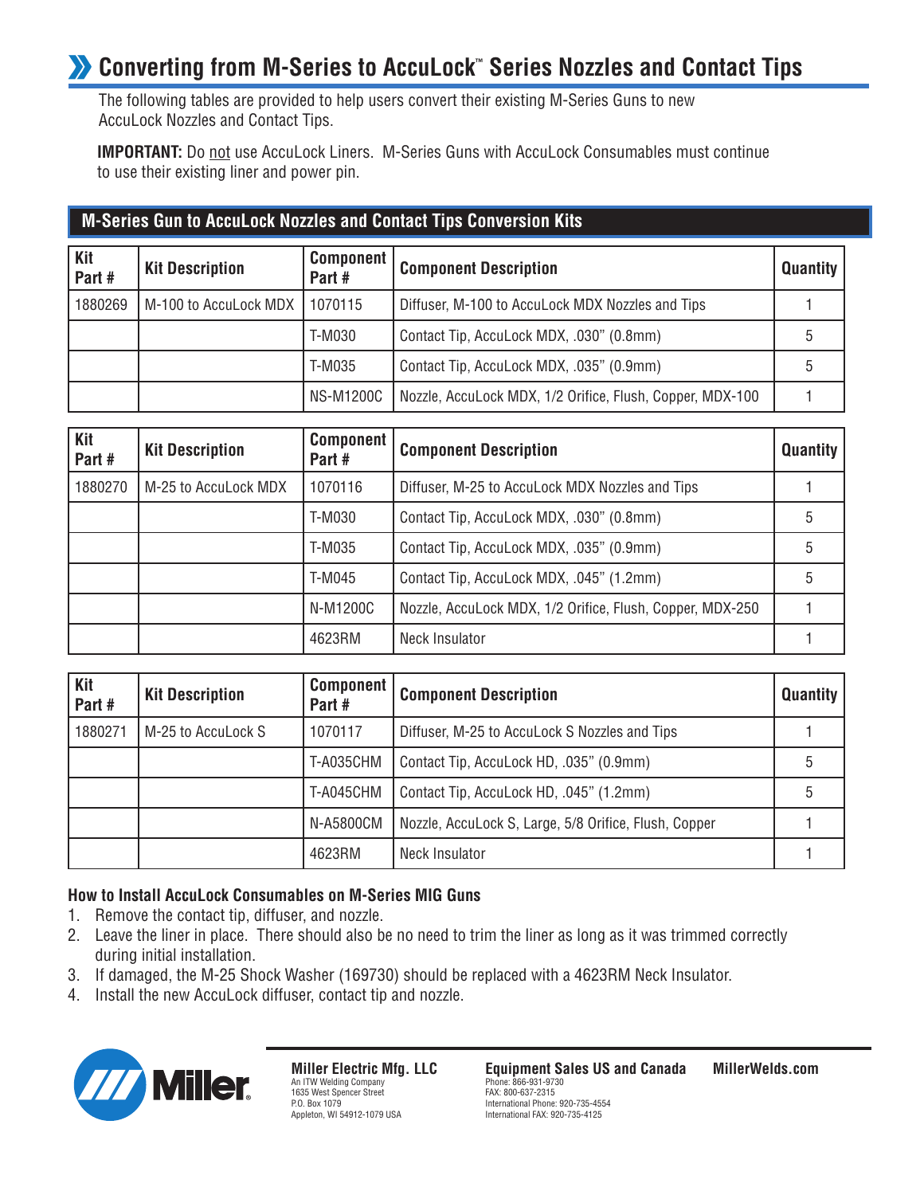# Converting from M-Series to AccuLock™ Series Nozzles and Contact Tips

The following tables are provided to help users convert their existing M-Series Guns to new AccuLock Nozzles and Contact Tips.

**IMPORTANT:** Do not use AccuLock Liners. M-Series Guns with AccuLock Consumables must continue to use their existing liner and power pin.

## M-Series Gun to AccuLock Nozzles and Contact Tips Conversion Kits

| Kit Part # | Kit Description | Component Part # | Component Description | Quantity |
|---|---|---|---|---|
| 1880269 | M-100 to AccuLock MDX | 1070115 | Diffuser, M-100 to AccuLock MDX Nozzles and Tips | 1 |
| | | T-M030 | Contact Tip, AccuLock MDX, .030" (0.8mm) | 5 |
| | | T-M035 | Contact Tip, AccuLock MDX, .035" (0.9mm) | 5 |
| | | NS-M1200C | Nozzle, AccuLock MDX, 1/2 Orifice, Flush, Copper, MDX-100 | 1 |

| Kit Part # | Kit Description | Component Part # | Component Description | Quantity |
|---|---|---|---|---|
| 1880270 | M-25 to AccuLock MDX | 1070116 | Diffuser, M-25 to AccuLock MDX Nozzles and Tips | 1 |
| | | T-M030 | Contact Tip, AccuLock MDX, .030" (0.8mm) | 5 |
| | | T-M035 | Contact Tip, AccuLock MDX, .035" (0.9mm) | 5 |
| | | T-M045 | Contact Tip, AccuLock MDX, .045" (1.2mm) | 5 |
| | | N-M1200C | Nozzle, AccuLock MDX, 1/2 Orifice, Flush, Copper, MDX-250 | 1 |
| | | 4623RM | Neck Insulator | 1 |

| Kit Part # | Kit Description | Component Part # | Component Description | Quantity |
|---|---|---|---|---|
| 1880271 | M-25 to AccuLock S | 1070117 | Diffuser, M-25 to AccuLock S Nozzles and Tips | 1 |
| | | T-A035CHM | Contact Tip, AccuLock HD, .035" (0.9mm) | 5 |
| | | T-A045CHM | Contact Tip, AccuLock HD, .045" (1.2mm) | 5 |
| | | N-A5800CM | Nozzle, AccuLock S, Large, 5/8 Orifice, Flush, Copper | 1 |
| | | 4623RM | Neck Insulator | 1 |

### How to Install AccuLock Consumables on M-Series MIG Guns

1. Remove the contact tip, diffuser, and nozzle.
2. Leave the liner in place. There should also be no need to trim the liner as long as it was trimmed correctly during initial installation.
3. If damaged, the M-25 Shock Washer (169730) should be replaced with a 4623RM Neck Insulator.
4. Install the new AccuLock diffuser, contact tip and nozzle.

**Miller Electric Mfg. LLC**
An ITW Welding Company
1635 West Spencer Street
P.O. Box 1079
Appleton, WI 54912-1079 USA

**Equipment Sales US and Canada**
Phone: 866-931-9730
FAX: 800-637-2315
International Phone: 920-735-4554
International FAX: 920-735-4125

**MillerWelds.com**